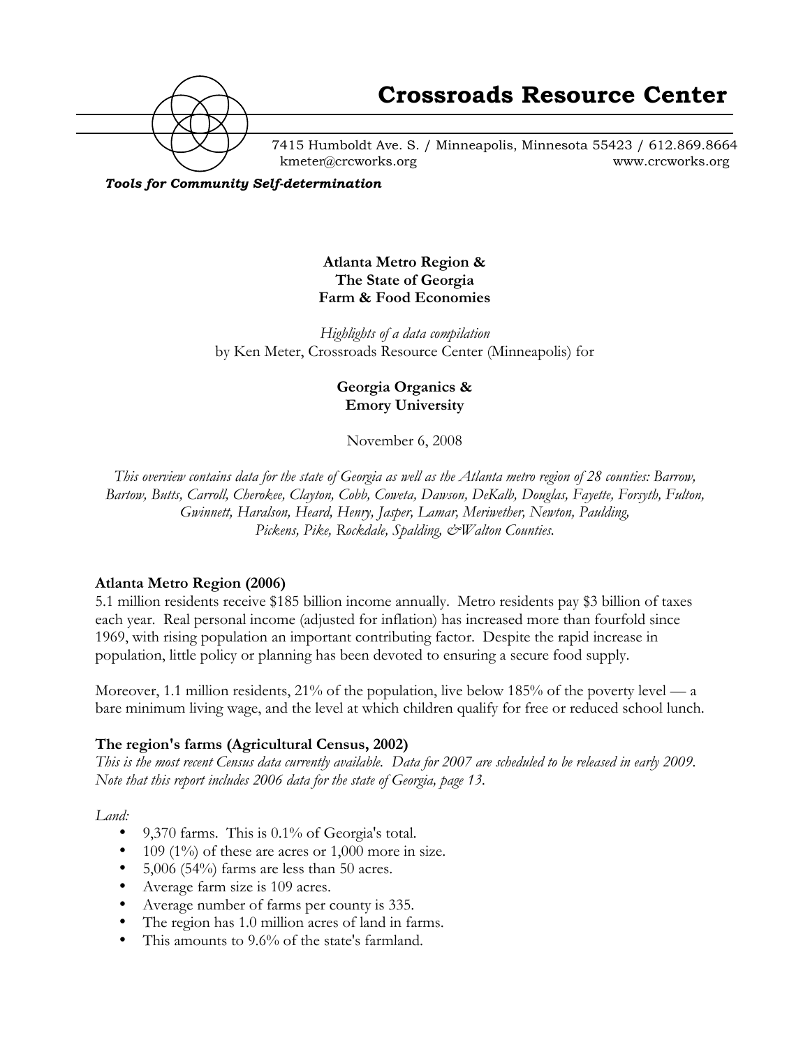# Crossroads Resource Center

7415 Humboldt Ave. S. / Minneapolis, Minnesota 55423 / 612.869.8664
kmeter@crcworks.org www.crcworks.org

***Tools for Community Self-determination***

**Atlanta Metro Region &**
**The State of Georgia**
**Farm & Food Economies**

*Highlights of a data compilation*
by Ken Meter, Crossroads Resource Center (Minneapolis) for

**Georgia Organics &**
**Emory University**

November 6, 2008

*This overview contains data for the state of Georgia as well as the Atlanta metro region of 28 counties: Barrow, Bartow, Butts, Carroll, Cherokee, Clayton, Cobb, Coweta, Dawson, DeKalb, Douglas, Fayette, Forsyth, Fulton, Gwinnett, Haralson, Heard, Henry, Jasper, Lamar, Meriwether, Newton, Paulding, Pickens, Pike, Rockdale, Spalding, &Walton Counties.*

### Atlanta Metro Region (2006)

5.1 million residents receive $185 billion income annually. Metro residents pay $3 billion of taxes each year. Real personal income (adjusted for inflation) has increased more than fourfold since 1969, with rising population an important contributing factor. Despite the rapid increase in population, little policy or planning has been devoted to ensuring a secure food supply.

Moreover, 1.1 million residents, 21% of the population, live below 185% of the poverty level — a bare minimum living wage, and the level at which children qualify for free or reduced school lunch.

### The region's farms (Agricultural Census, 2002)

*This is the most recent Census data currently available. Data for 2007 are scheduled to be released in early 2009. Note that this report includes 2006 data for the state of Georgia, page 13.*

*Land:*

- 9,370 farms. This is 0.1% of Georgia's total.
- 109 (1%) of these are acres or 1,000 more in size.
- 5,006 (54%) farms are less than 50 acres.
- Average farm size is 109 acres.
- Average number of farms per county is 335.
- The region has 1.0 million acres of land in farms.
- This amounts to 9.6% of the state's farmland.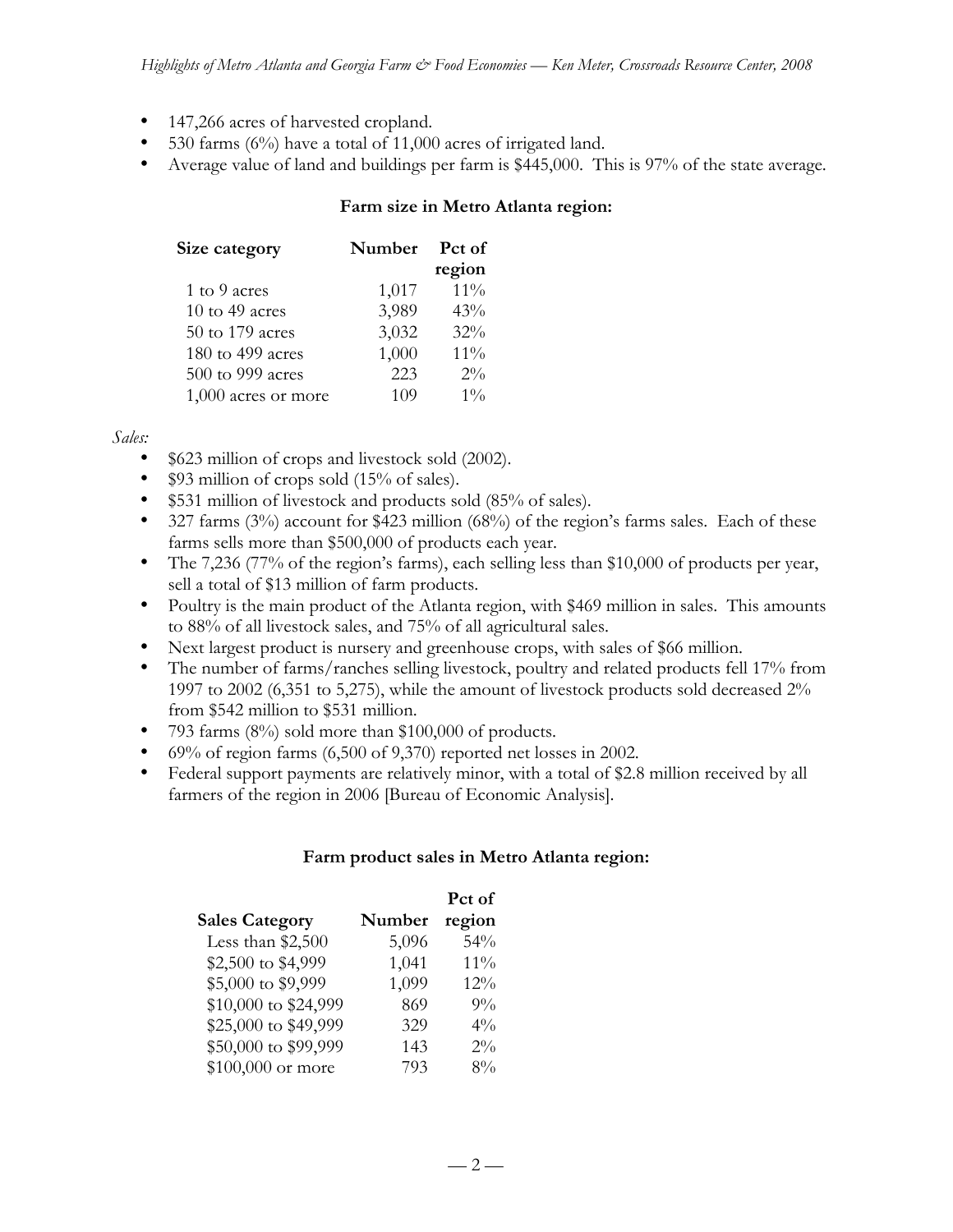- 147,266 acres of harvested cropland.
- 530 farms (6%) have a total of 11,000 acres of irrigated land.
- Average value of land and buildings per farm is $445,000. This is 97% of the state average.

**Farm size in Metro Atlanta region:**

| Size category | Number | Pct of region |
|---|---|---|
| 1 to 9 acres | 1,017 | 11% |
| 10 to 49 acres | 3,989 | 43% |
| 50 to 179 acres | 3,032 | 32% |
| 180 to 499 acres | 1,000 | 11% |
| 500 to 999 acres | 223 | 2% |
| 1,000 acres or more | 109 | 1% |

*Sales:*

- $623 million of crops and livestock sold (2002).
- $93 million of crops sold (15% of sales).
- $531 million of livestock and products sold (85% of sales).
- 327 farms (3%) account for $423 million (68%) of the region's farms sales. Each of these farms sells more than $500,000 of products each year.
- The 7,236 (77% of the region's farms), each selling less than $10,000 of products per year, sell a total of $13 million of farm products.
- Poultry is the main product of the Atlanta region, with $469 million in sales. This amounts to 88% of all livestock sales, and 75% of all agricultural sales.
- Next largest product is nursery and greenhouse crops, with sales of $66 million.
- The number of farms/ranches selling livestock, poultry and related products fell 17% from 1997 to 2002 (6,351 to 5,275), while the amount of livestock products sold decreased 2% from $542 million to $531 million.
- 793 farms (8%) sold more than $100,000 of products.
- 69% of region farms (6,500 of 9,370) reported net losses in 2002.
- Federal support payments are relatively minor, with a total of $2.8 million received by all farmers of the region in 2006 [Bureau of Economic Analysis].

**Farm product sales in Metro Atlanta region:**

| Sales Category | Number | Pct of region |
|---|---|---|
| Less than $2,500 | 5,096 | 54% |
| $2,500 to $4,999 | 1,041 | 11% |
| $5,000 to $9,999 | 1,099 | 12% |
| $10,000 to $24,999 | 869 | 9% |
| $25,000 to $49,999 | 329 | 4% |
| $50,000 to $99,999 | 143 | 2% |
| $100,000 or more | 793 | 8% |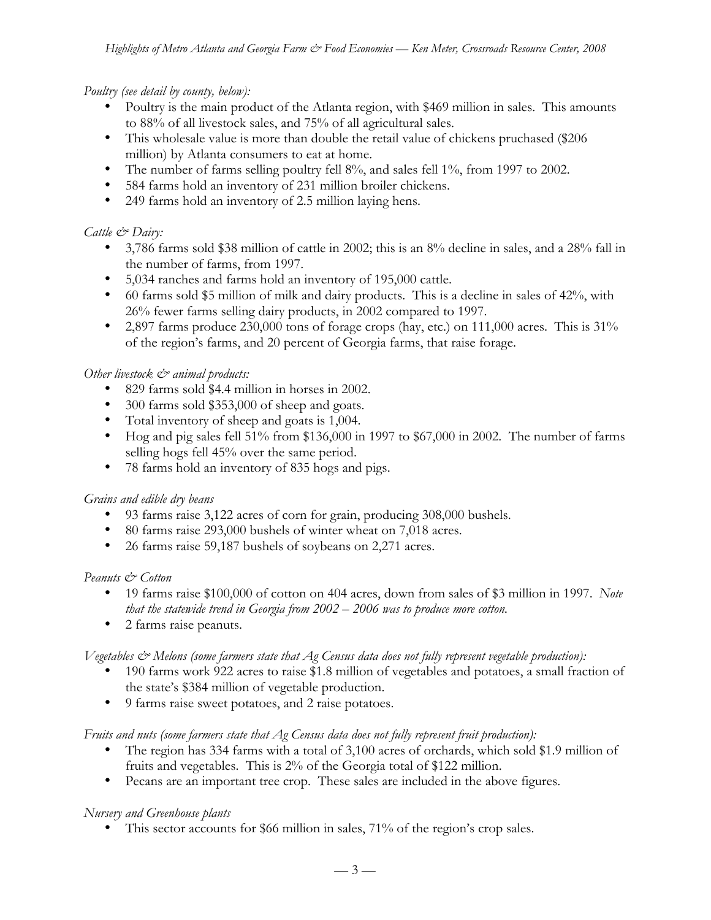*Poultry (see detail by county, below):*

- Poultry is the main product of the Atlanta region, with $469 million in sales. This amounts to 88% of all livestock sales, and 75% of all agricultural sales.
- This wholesale value is more than double the retail value of chickens pruchased ($206 million) by Atlanta consumers to eat at home.
- The number of farms selling poultry fell 8%, and sales fell 1%, from 1997 to 2002.
- 584 farms hold an inventory of 231 million broiler chickens.
- 249 farms hold an inventory of 2.5 million laying hens.

*Cattle & Dairy:*

- 3,786 farms sold $38 million of cattle in 2002; this is an 8% decline in sales, and a 28% fall in the number of farms, from 1997.
- 5,034 ranches and farms hold an inventory of 195,000 cattle.
- 60 farms sold $5 million of milk and dairy products. This is a decline in sales of 42%, with 26% fewer farms selling dairy products, in 2002 compared to 1997.
- 2,897 farms produce 230,000 tons of forage crops (hay, etc.) on 111,000 acres. This is 31% of the region's farms, and 20 percent of Georgia farms, that raise forage.

*Other livestock & animal products:*

- 829 farms sold $4.4 million in horses in 2002.
- 300 farms sold $353,000 of sheep and goats.
- Total inventory of sheep and goats is 1,004.
- Hog and pig sales fell 51% from $136,000 in 1997 to $67,000 in 2002. The number of farms selling hogs fell 45% over the same period.
- 78 farms hold an inventory of 835 hogs and pigs.

*Grains and edible dry beans*

- 93 farms raise 3,122 acres of corn for grain, producing 308,000 bushels.
- 80 farms raise 293,000 bushels of winter wheat on 7,018 acres.
- 26 farms raise 59,187 bushels of soybeans on 2,271 acres.

*Peanuts & Cotton*

- 19 farms raise $100,000 of cotton on 404 acres, down from sales of $3 million in 1997. *Note that the statewide trend in Georgia from 2002 – 2006 was to produce more cotton.*
- 2 farms raise peanuts.

*Vegetables & Melons (some farmers state that Ag Census data does not fully represent vegetable production):*

- 190 farms work 922 acres to raise $1.8 million of vegetables and potatoes, a small fraction of the state's $384 million of vegetable production.
- 9 farms raise sweet potatoes, and 2 raise potatoes.

*Fruits and nuts (some farmers state that Ag Census data does not fully represent fruit production):*

- The region has 334 farms with a total of 3,100 acres of orchards, which sold $1.9 million of fruits and vegetables. This is 2% of the Georgia total of $122 million.
- Pecans are an important tree crop. These sales are included in the above figures.

*Nursery and Greenhouse plants*

- This sector accounts for $66 million in sales, 71% of the region's crop sales.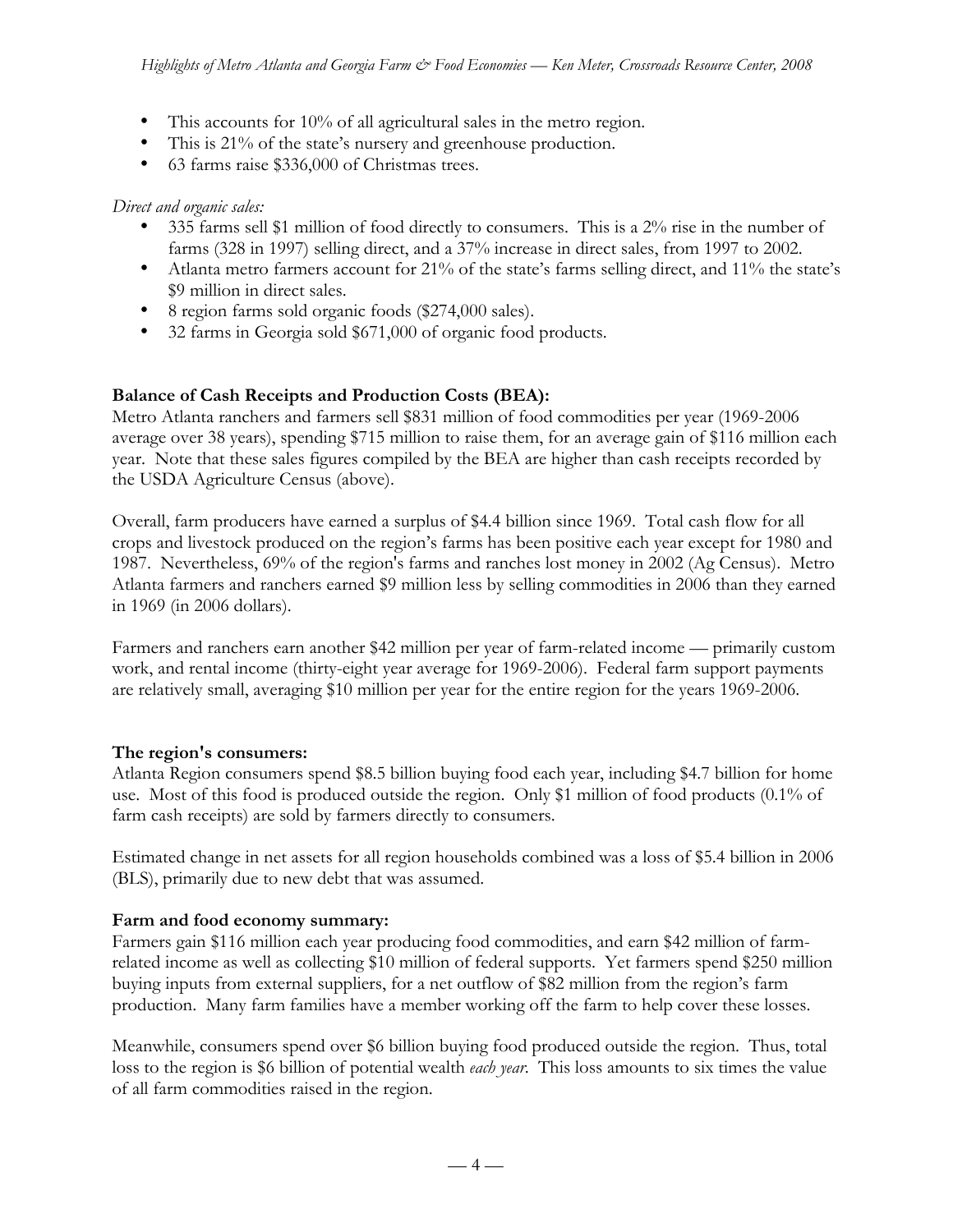- This accounts for 10% of all agricultural sales in the metro region.
- This is 21% of the state's nursery and greenhouse production.
- 63 farms raise $336,000 of Christmas trees.

*Direct and organic sales:*

- 335 farms sell $1 million of food directly to consumers. This is a 2% rise in the number of farms (328 in 1997) selling direct, and a 37% increase in direct sales, from 1997 to 2002.
- Atlanta metro farmers account for 21% of the state's farms selling direct, and 11% the state's $9 million in direct sales.
- 8 region farms sold organic foods ($274,000 sales).
- 32 farms in Georgia sold $671,000 of organic food products.

**Balance of Cash Receipts and Production Costs (BEA):**

Metro Atlanta ranchers and farmers sell $831 million of food commodities per year (1969-2006 average over 38 years), spending $715 million to raise them, for an average gain of $116 million each year. Note that these sales figures compiled by the BEA are higher than cash receipts recorded by the USDA Agriculture Census (above).

Overall, farm producers have earned a surplus of $4.4 billion since 1969. Total cash flow for all crops and livestock produced on the region's farms has been positive each year except for 1980 and 1987. Nevertheless, 69% of the region's farms and ranches lost money in 2002 (Ag Census). Metro Atlanta farmers and ranchers earned $9 million less by selling commodities in 2006 than they earned in 1969 (in 2006 dollars).

Farmers and ranchers earn another $42 million per year of farm-related income — primarily custom work, and rental income (thirty-eight year average for 1969-2006). Federal farm support payments are relatively small, averaging $10 million per year for the entire region for the years 1969-2006.

**The region's consumers:**

Atlanta Region consumers spend $8.5 billion buying food each year, including $4.7 billion for home use. Most of this food is produced outside the region. Only $1 million of food products (0.1% of farm cash receipts) are sold by farmers directly to consumers.

Estimated change in net assets for all region households combined was a loss of $5.4 billion in 2006 (BLS), primarily due to new debt that was assumed.

**Farm and food economy summary:**

Farmers gain $116 million each year producing food commodities, and earn $42 million of farm-related income as well as collecting $10 million of federal supports. Yet farmers spend $250 million buying inputs from external suppliers, for a net outflow of $82 million from the region's farm production. Many farm families have a member working off the farm to help cover these losses.

Meanwhile, consumers spend over $6 billion buying food produced outside the region. Thus, total loss to the region is $6 billion of potential wealth *each year*. This loss amounts to six times the value of all farm commodities raised in the region.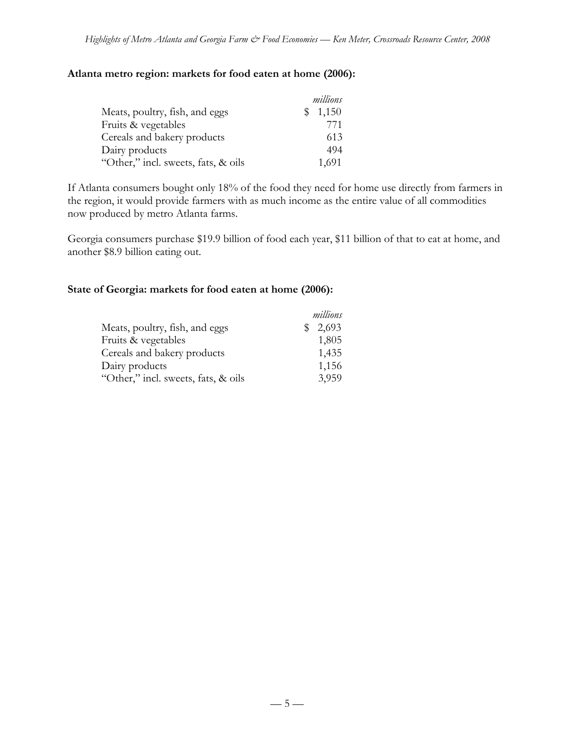**Atlanta metro region: markets for food eaten at home (2006):**

| | *millions* |
|---|---|
| Meats, poultry, fish, and eggs | $ 1,150 |
| Fruits & vegetables | 771 |
| Cereals and bakery products | 613 |
| Dairy products | 494 |
| “Other,” incl. sweets, fats, & oils | 1,691 |

If Atlanta consumers bought only 18% of the food they need for home use directly from farmers in the region, it would provide farmers with as much income as the entire value of all commodities now produced by metro Atlanta farms.

Georgia consumers purchase $19.9 billion of food each year, $11 billion of that to eat at home, and another $8.9 billion eating out.

**State of Georgia: markets for food eaten at home (2006):**

| | *millions* |
|---|---|
| Meats, poultry, fish, and eggs | $ 2,693 |
| Fruits & vegetables | 1,805 |
| Cereals and bakery products | 1,435 |
| Dairy products | 1,156 |
| “Other,” incl. sweets, fats, & oils | 3,959 |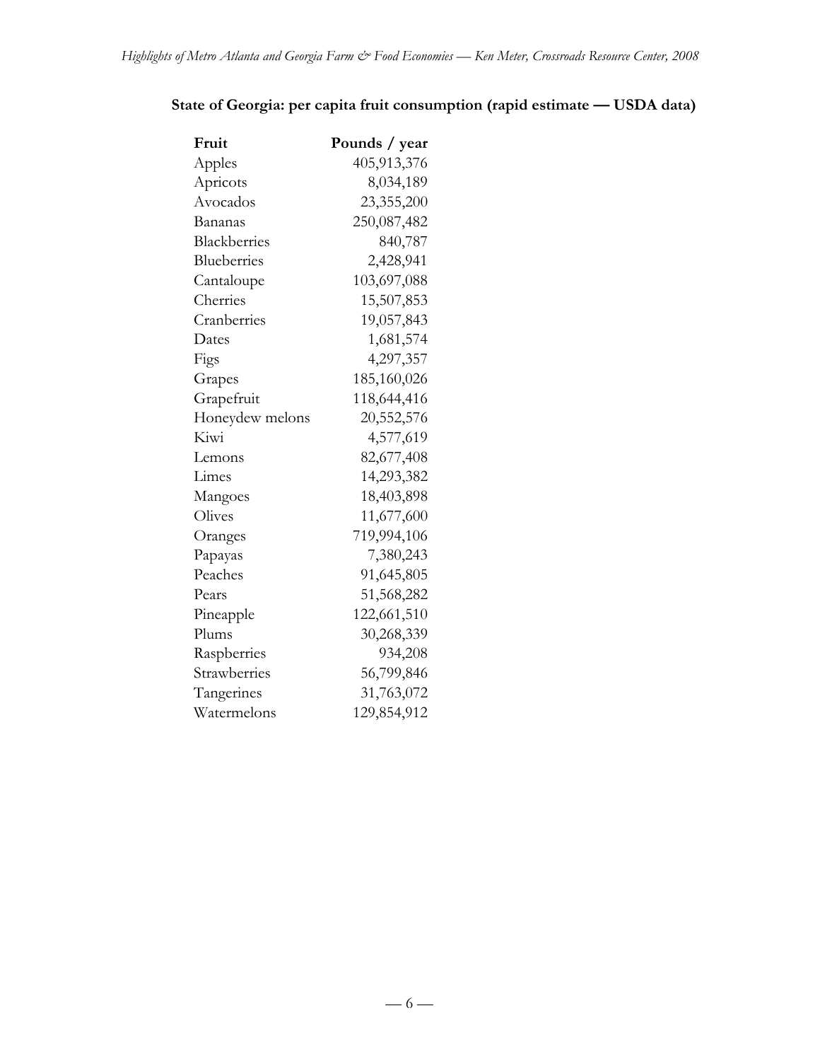**State of Georgia: per capita fruit consumption (rapid estimate — USDA data)**

| Fruit | Pounds / year |
|---|---:|
| Apples | 405,913,376 |
| Apricots | 8,034,189 |
| Avocados | 23,355,200 |
| Bananas | 250,087,482 |
| Blackberries | 840,787 |
| Blueberries | 2,428,941 |
| Cantaloupe | 103,697,088 |
| Cherries | 15,507,853 |
| Cranberries | 19,057,843 |
| Dates | 1,681,574 |
| Figs | 4,297,357 |
| Grapes | 185,160,026 |
| Grapefruit | 118,644,416 |
| Honeydew melons | 20,552,576 |
| Kiwi | 4,577,619 |
| Lemons | 82,677,408 |
| Limes | 14,293,382 |
| Mangoes | 18,403,898 |
| Olives | 11,677,600 |
| Oranges | 719,994,106 |
| Papayas | 7,380,243 |
| Peaches | 91,645,805 |
| Pears | 51,568,282 |
| Pineapple | 122,661,510 |
| Plums | 30,268,339 |
| Raspberries | 934,208 |
| Strawberries | 56,799,846 |
| Tangerines | 31,763,072 |
| Watermelons | 129,854,912 |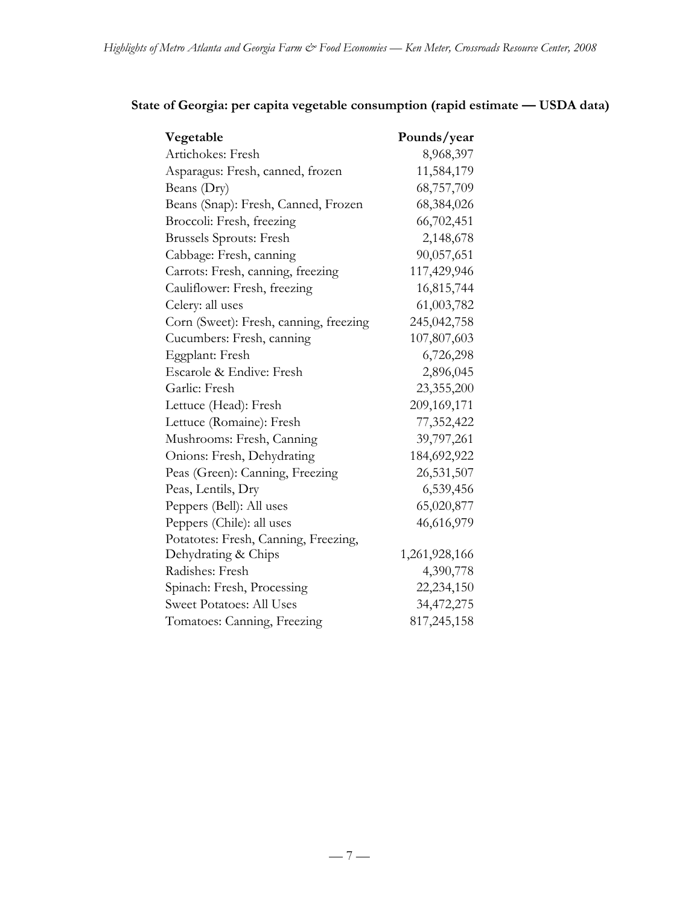**State of Georgia: per capita vegetable consumption (rapid estimate — USDA data)**

| Vegetable | Pounds/year |
|---|---|
| Artichokes: Fresh | 8,968,397 |
| Asparagus: Fresh, canned, frozen | 11,584,179 |
| Beans (Dry) | 68,757,709 |
| Beans (Snap): Fresh, Canned, Frozen | 68,384,026 |
| Broccoli: Fresh, freezing | 66,702,451 |
| Brussels Sprouts: Fresh | 2,148,678 |
| Cabbage: Fresh, canning | 90,057,651 |
| Carrots: Fresh, canning, freezing | 117,429,946 |
| Cauliflower: Fresh, freezing | 16,815,744 |
| Celery: all uses | 61,003,782 |
| Corn (Sweet): Fresh, canning, freezing | 245,042,758 |
| Cucumbers: Fresh, canning | 107,807,603 |
| Eggplant: Fresh | 6,726,298 |
| Escarole & Endive: Fresh | 2,896,045 |
| Garlic: Fresh | 23,355,200 |
| Lettuce (Head): Fresh | 209,169,171 |
| Lettuce (Romaine): Fresh | 77,352,422 |
| Mushrooms: Fresh, Canning | 39,797,261 |
| Onions: Fresh, Dehydrating | 184,692,922 |
| Peas (Green): Canning, Freezing | 26,531,507 |
| Peas, Lentils, Dry | 6,539,456 |
| Peppers (Bell): All uses | 65,020,877 |
| Peppers (Chile): all uses | 46,616,979 |
| Potatotes: Fresh, Canning, Freezing, Dehydrating & Chips | 1,261,928,166 |
| Radishes: Fresh | 4,390,778 |
| Spinach: Fresh, Processing | 22,234,150 |
| Sweet Potatoes: All Uses | 34,472,275 |
| Tomatoes: Canning, Freezing | 817,245,158 |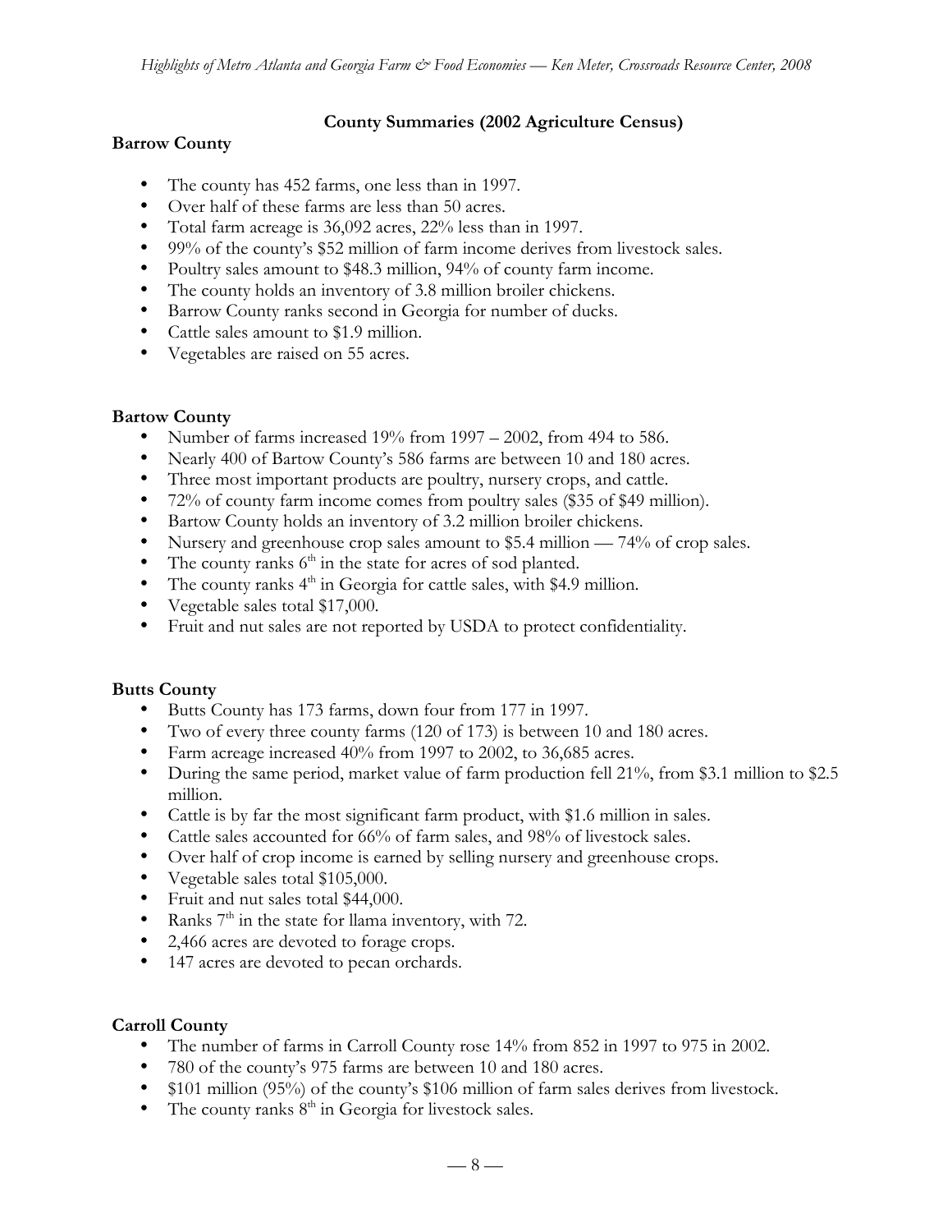## County Summaries (2002 Agriculture Census)

### Barrow County

- The county has 452 farms, one less than in 1997.
- Over half of these farms are less than 50 acres.
- Total farm acreage is 36,092 acres, 22% less than in 1997.
- 99% of the county's $52 million of farm income derives from livestock sales.
- Poultry sales amount to $48.3 million, 94% of county farm income.
- The county holds an inventory of 3.8 million broiler chickens.
- Barrow County ranks second in Georgia for number of ducks.
- Cattle sales amount to $1.9 million.
- Vegetables are raised on 55 acres.

### Bartow County

- Number of farms increased 19% from 1997 – 2002, from 494 to 586.
- Nearly 400 of Bartow County's 586 farms are between 10 and 180 acres.
- Three most important products are poultry, nursery crops, and cattle.
- 72% of county farm income comes from poultry sales ($35 of $49 million).
- Bartow County holds an inventory of 3.2 million broiler chickens.
- Nursery and greenhouse crop sales amount to $5.4 million — 74% of crop sales.
- The county ranks 6th in the state for acres of sod planted.
- The county ranks 4th in Georgia for cattle sales, with $4.9 million.
- Vegetable sales total $17,000.
- Fruit and nut sales are not reported by USDA to protect confidentiality.

### Butts County

- Butts County has 173 farms, down four from 177 in 1997.
- Two of every three county farms (120 of 173) is between 10 and 180 acres.
- Farm acreage increased 40% from 1997 to 2002, to 36,685 acres.
- During the same period, market value of farm production fell 21%, from $3.1 million to $2.5 million.
- Cattle is by far the most significant farm product, with $1.6 million in sales.
- Cattle sales accounted for 66% of farm sales, and 98% of livestock sales.
- Over half of crop income is earned by selling nursery and greenhouse crops.
- Vegetable sales total $105,000.
- Fruit and nut sales total $44,000.
- Ranks 7th in the state for llama inventory, with 72.
- 2,466 acres are devoted to forage crops.
- 147 acres are devoted to pecan orchards.

### Carroll County

- The number of farms in Carroll County rose 14% from 852 in 1997 to 975 in 2002.
- 780 of the county's 975 farms are between 10 and 180 acres.
- $101 million (95%) of the county's $106 million of farm sales derives from livestock.
- The county ranks 8th in Georgia for livestock sales.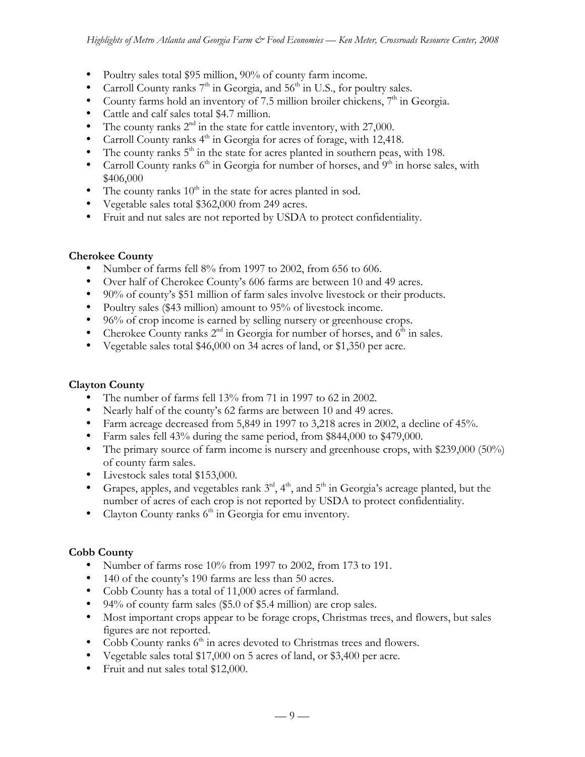- Poultry sales total \$95 million, 90% of county farm income.
- Carroll County ranks 7th in Georgia, and 56th in U.S., for poultry sales.
- County farms hold an inventory of 7.5 million broiler chickens, 7th in Georgia.
- Cattle and calf sales total \$4.7 million.
- The county ranks 2nd in the state for cattle inventory, with 27,000.
- Carroll County ranks 4th in Georgia for acres of forage, with 12,418.
- The county ranks 5th in the state for acres planted in southern peas, with 198.
- Carroll County ranks 6th in Georgia for number of horses, and 9th in horse sales, with \$406,000
- The county ranks 10th in the state for acres planted in sod.
- Vegetable sales total \$362,000 from 249 acres.
- Fruit and nut sales are not reported by USDA to protect confidentiality.

**Cherokee County**

- Number of farms fell 8% from 1997 to 2002, from 656 to 606.
- Over half of Cherokee County's 606 farms are between 10 and 49 acres.
- 90% of county's \$51 million of farm sales involve livestock or their products.
- Poultry sales (\$43 million) amount to 95% of livestock income.
- 96% of crop income is earned by selling nursery or greenhouse crops.
- Cherokee County ranks 2nd in Georgia for number of horses, and 6th in sales.
- Vegetable sales total \$46,000 on 34 acres of land, or \$1,350 per acre.

**Clayton County**

- The number of farms fell 13% from 71 in 1997 to 62 in 2002.
- Nearly half of the county's 62 farms are between 10 and 49 acres.
- Farm acreage decreased from 5,849 in 1997 to 3,218 acres in 2002, a decline of 45%.
- Farm sales fell 43% during the same period, from \$844,000 to \$479,000.
- The primary source of farm income is nursery and greenhouse crops, with \$239,000 (50%) of county farm sales.
- Livestock sales total \$153,000.
- Grapes, apples, and vegetables rank 3rd, 4th, and 5th in Georgia's acreage planted, but the number of acres of each crop is not reported by USDA to protect confidentiality.
- Clayton County ranks 6th in Georgia for emu inventory.

**Cobb County**

- Number of farms rose 10% from 1997 to 2002, from 173 to 191.
- 140 of the county's 190 farms are less than 50 acres.
- Cobb County has a total of 11,000 acres of farmland.
- 94% of county farm sales (\$5.0 of \$5.4 million) are crop sales.
- Most important crops appear to be forage crops, Christmas trees, and flowers, but sales figures are not reported.
- Cobb County ranks 6th in acres devoted to Christmas trees and flowers.
- Vegetable sales total \$17,000 on 5 acres of land, or \$3,400 per acre.
- Fruit and nut sales total \$12,000.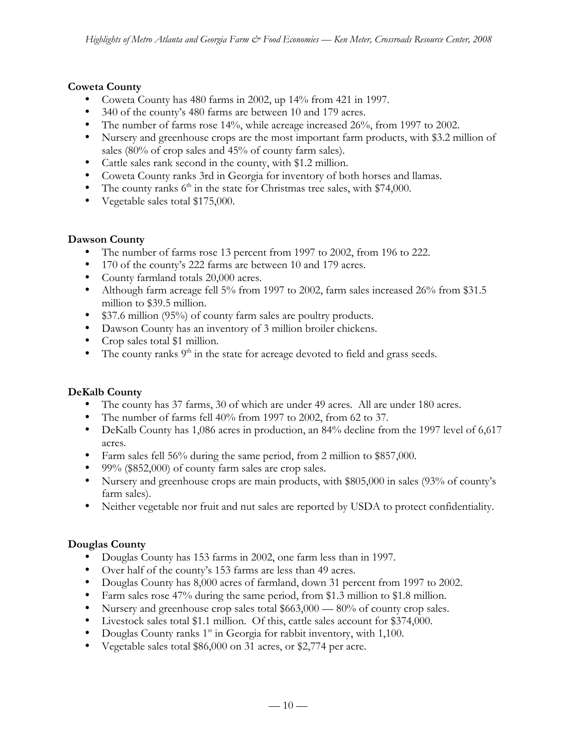**Coweta County**

- Coweta County has 480 farms in 2002, up 14% from 421 in 1997.
- 340 of the county's 480 farms are between 10 and 179 acres.
- The number of farms rose 14%, while acreage increased 26%, from 1997 to 2002.
- Nursery and greenhouse crops are the most important farm products, with $3.2 million of sales (80% of crop sales and 45% of county farm sales).
- Cattle sales rank second in the county, with $1.2 million.
- Coweta County ranks 3rd in Georgia for inventory of both horses and llamas.
- The county ranks 6th in the state for Christmas tree sales, with $74,000.
- Vegetable sales total $175,000.

**Dawson County**

- The number of farms rose 13 percent from 1997 to 2002, from 196 to 222.
- 170 of the county's 222 farms are between 10 and 179 acres.
- County farmland totals 20,000 acres.
- Although farm acreage fell 5% from 1997 to 2002, farm sales increased 26% from $31.5 million to $39.5 million.
- $37.6 million (95%) of county farm sales are poultry products.
- Dawson County has an inventory of 3 million broiler chickens.
- Crop sales total $1 million.
- The county ranks 9th in the state for acreage devoted to field and grass seeds.

**DeKalb County**

- The county has 37 farms, 30 of which are under 49 acres. All are under 180 acres.
- The number of farms fell 40% from 1997 to 2002, from 62 to 37.
- DeKalb County has 1,086 acres in production, an 84% decline from the 1997 level of 6,617 acres.
- Farm sales fell 56% during the same period, from 2 million to $857,000.
- 99% ($852,000) of county farm sales are crop sales.
- Nursery and greenhouse crops are main products, with $805,000 in sales (93% of county's farm sales).
- Neither vegetable nor fruit and nut sales are reported by USDA to protect confidentiality.

**Douglas County**

- Douglas County has 153 farms in 2002, one farm less than in 1997.
- Over half of the county's 153 farms are less than 49 acres.
- Douglas County has 8,000 acres of farmland, down 31 percent from 1997 to 2002.
- Farm sales rose 47% during the same period, from $1.3 million to $1.8 million.
- Nursery and greenhouse crop sales total $663,000 — 80% of county crop sales.
- Livestock sales total $1.1 million. Of this, cattle sales account for $374,000.
- Douglas County ranks 1st in Georgia for rabbit inventory, with 1,100.
- Vegetable sales total $86,000 on 31 acres, or $2,774 per acre.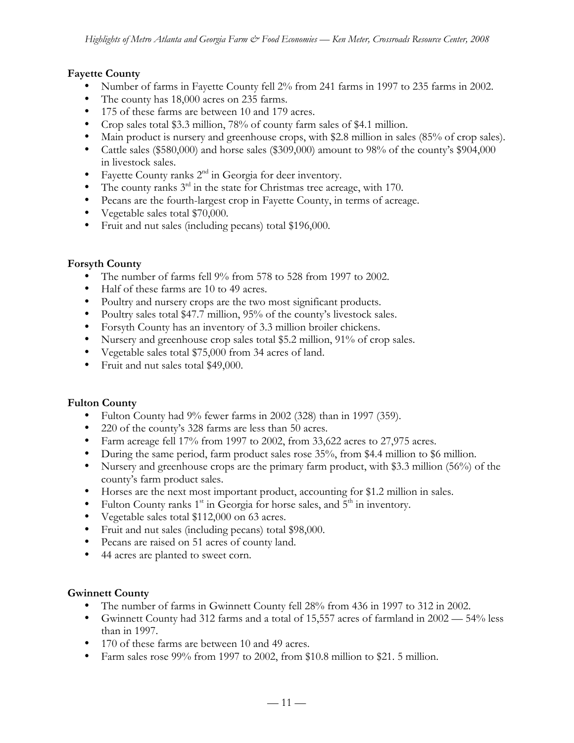### Fayette County

- Number of farms in Fayette County fell 2% from 241 farms in 1997 to 235 farms in 2002.
- The county has 18,000 acres on 235 farms.
- 175 of these farms are between 10 and 179 acres.
- Crop sales total $3.3 million, 78% of county farm sales of $4.1 million.
- Main product is nursery and greenhouse crops, with $2.8 million in sales (85% of crop sales).
- Cattle sales ($580,000) and horse sales ($309,000) amount to 98% of the county's $904,000 in livestock sales.
- Fayette County ranks 2nd in Georgia for deer inventory.
- The county ranks 3rd in the state for Christmas tree acreage, with 170.
- Pecans are the fourth-largest crop in Fayette County, in terms of acreage.
- Vegetable sales total $70,000.
- Fruit and nut sales (including pecans) total $196,000.

### Forsyth County

- The number of farms fell 9% from 578 to 528 from 1997 to 2002.
- Half of these farms are 10 to 49 acres.
- Poultry and nursery crops are the two most significant products.
- Poultry sales total $47.7 million, 95% of the county's livestock sales.
- Forsyth County has an inventory of 3.3 million broiler chickens.
- Nursery and greenhouse crop sales total $5.2 million, 91% of crop sales.
- Vegetable sales total $75,000 from 34 acres of land.
- Fruit and nut sales total $49,000.

### Fulton County

- Fulton County had 9% fewer farms in 2002 (328) than in 1997 (359).
- 220 of the county's 328 farms are less than 50 acres.
- Farm acreage fell 17% from 1997 to 2002, from 33,622 acres to 27,975 acres.
- During the same period, farm product sales rose 35%, from $4.4 million to $6 million.
- Nursery and greenhouse crops are the primary farm product, with $3.3 million (56%) of the county's farm product sales.
- Horses are the next most important product, accounting for $1.2 million in sales.
- Fulton County ranks 1st in Georgia for horse sales, and 5th in inventory.
- Vegetable sales total $112,000 on 63 acres.
- Fruit and nut sales (including pecans) total $98,000.
- Pecans are raised on 51 acres of county land.
- 44 acres are planted to sweet corn.

### Gwinnett County

- The number of farms in Gwinnett County fell 28% from 436 in 1997 to 312 in 2002.
- Gwinnett County had 312 farms and a total of 15,557 acres of farmland in 2002 — 54% less than in 1997.
- 170 of these farms are between 10 and 49 acres.
- Farm sales rose 99% from 1997 to 2002, from $10.8 million to $21. 5 million.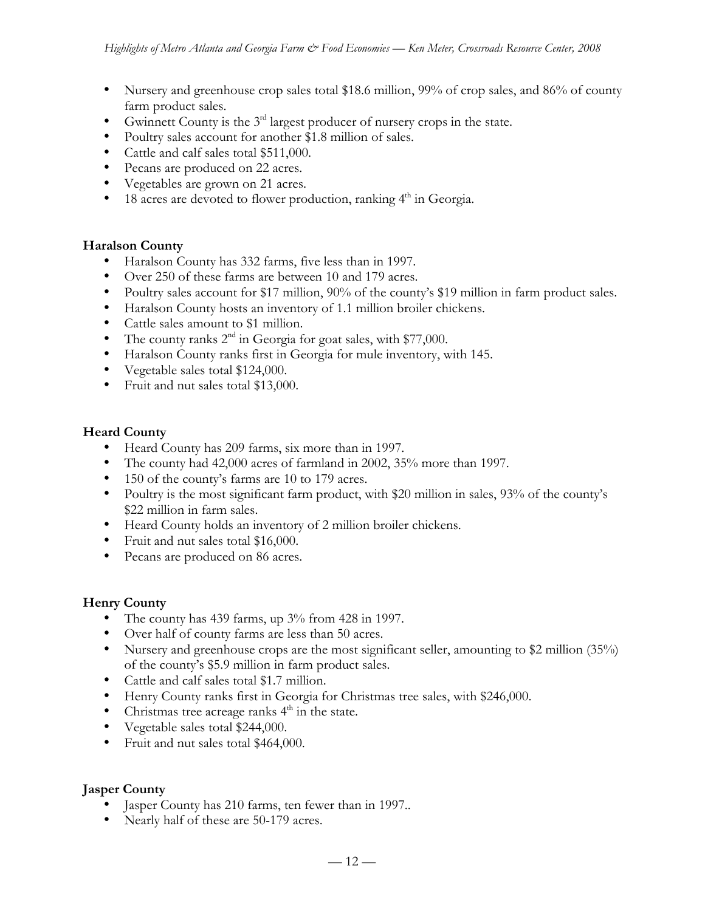- Nursery and greenhouse crop sales total $18.6 million, 99% of crop sales, and 86% of county farm product sales.
- Gwinnett County is the 3rd largest producer of nursery crops in the state.
- Poultry sales account for another $1.8 million of sales.
- Cattle and calf sales total $511,000.
- Pecans are produced on 22 acres.
- Vegetables are grown on 21 acres.
- 18 acres are devoted to flower production, ranking 4th in Georgia.

**Haralson County**

- Haralson County has 332 farms, five less than in 1997.
- Over 250 of these farms are between 10 and 179 acres.
- Poultry sales account for $17 million, 90% of the county's $19 million in farm product sales.
- Haralson County hosts an inventory of 1.1 million broiler chickens.
- Cattle sales amount to $1 million.
- The county ranks 2nd in Georgia for goat sales, with $77,000.
- Haralson County ranks first in Georgia for mule inventory, with 145.
- Vegetable sales total $124,000.
- Fruit and nut sales total $13,000.

**Heard County**

- Heard County has 209 farms, six more than in 1997.
- The county had 42,000 acres of farmland in 2002, 35% more than 1997.
- 150 of the county's farms are 10 to 179 acres.
- Poultry is the most significant farm product, with $20 million in sales, 93% of the county's $22 million in farm sales.
- Heard County holds an inventory of 2 million broiler chickens.
- Fruit and nut sales total $16,000.
- Pecans are produced on 86 acres.

**Henry County**

- The county has 439 farms, up 3% from 428 in 1997.
- Over half of county farms are less than 50 acres.
- Nursery and greenhouse crops are the most significant seller, amounting to $2 million (35%) of the county's $5.9 million in farm product sales.
- Cattle and calf sales total $1.7 million.
- Henry County ranks first in Georgia for Christmas tree sales, with $246,000.
- Christmas tree acreage ranks 4th in the state.
- Vegetable sales total $244,000.
- Fruit and nut sales total $464,000.

**Jasper County**

- Jasper County has 210 farms, ten fewer than in 1997..
- Nearly half of these are 50-179 acres.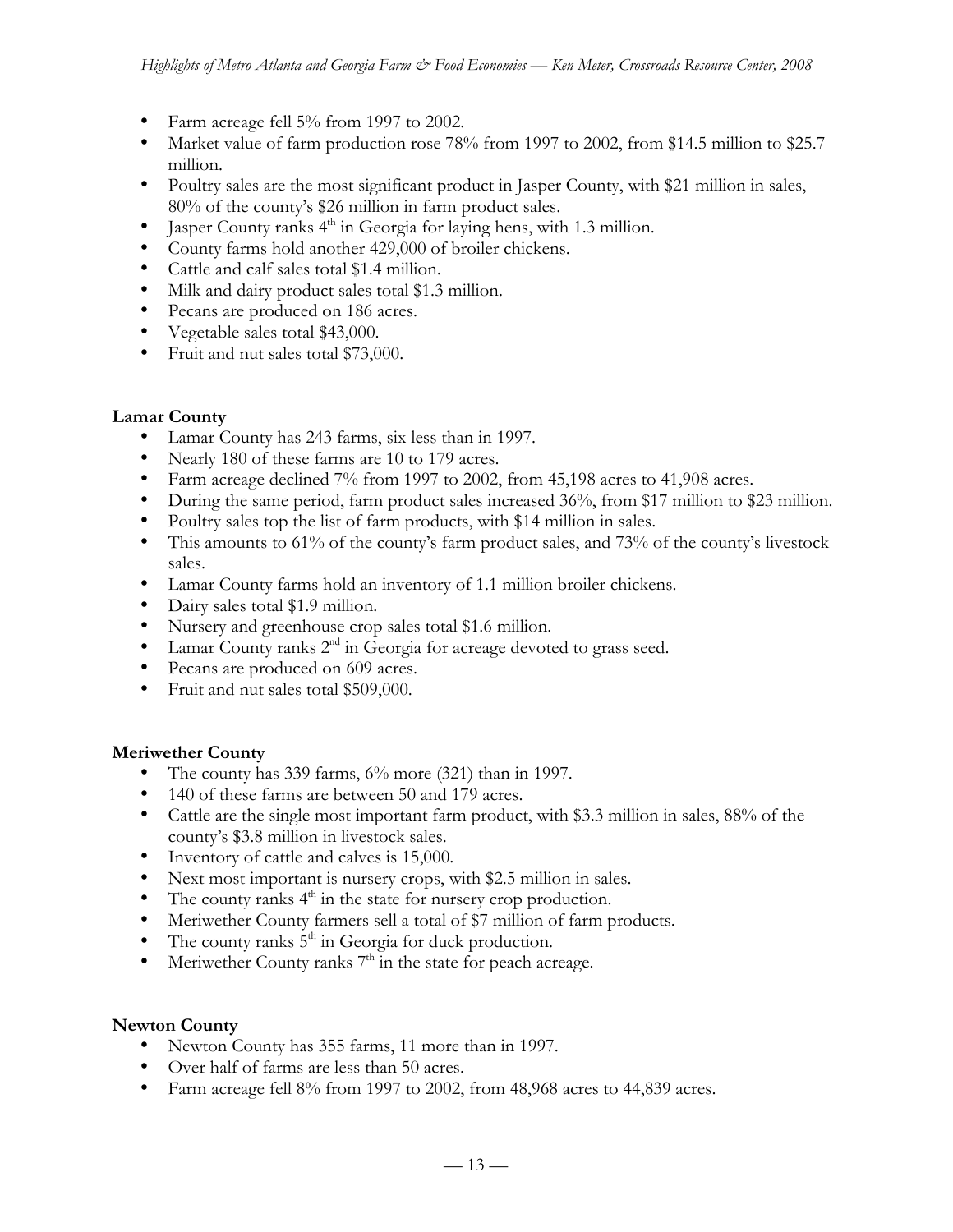- Farm acreage fell 5% from 1997 to 2002.
- Market value of farm production rose 78% from 1997 to 2002, from $14.5 million to $25.7 million.
- Poultry sales are the most significant product in Jasper County, with $21 million in sales, 80% of the county's $26 million in farm product sales.
- Jasper County ranks 4th in Georgia for laying hens, with 1.3 million.
- County farms hold another 429,000 of broiler chickens.
- Cattle and calf sales total $1.4 million.
- Milk and dairy product sales total $1.3 million.
- Pecans are produced on 186 acres.
- Vegetable sales total $43,000.
- Fruit and nut sales total $73,000.

**Lamar County**

- Lamar County has 243 farms, six less than in 1997.
- Nearly 180 of these farms are 10 to 179 acres.
- Farm acreage declined 7% from 1997 to 2002, from 45,198 acres to 41,908 acres.
- During the same period, farm product sales increased 36%, from $17 million to $23 million.
- Poultry sales top the list of farm products, with $14 million in sales.
- This amounts to 61% of the county's farm product sales, and 73% of the county's livestock sales.
- Lamar County farms hold an inventory of 1.1 million broiler chickens.
- Dairy sales total $1.9 million.
- Nursery and greenhouse crop sales total $1.6 million.
- Lamar County ranks 2nd in Georgia for acreage devoted to grass seed.
- Pecans are produced on 609 acres.
- Fruit and nut sales total $509,000.

**Meriwether County**

- The county has 339 farms, 6% more (321) than in 1997.
- 140 of these farms are between 50 and 179 acres.
- Cattle are the single most important farm product, with $3.3 million in sales, 88% of the county's $3.8 million in livestock sales.
- Inventory of cattle and calves is 15,000.
- Next most important is nursery crops, with $2.5 million in sales.
- The county ranks 4th in the state for nursery crop production.
- Meriwether County farmers sell a total of $7 million of farm products.
- The county ranks 5th in Georgia for duck production.
- Meriwether County ranks 7th in the state for peach acreage.

**Newton County**

- Newton County has 355 farms, 11 more than in 1997.
- Over half of farms are less than 50 acres.
- Farm acreage fell 8% from 1997 to 2002, from 48,968 acres to 44,839 acres.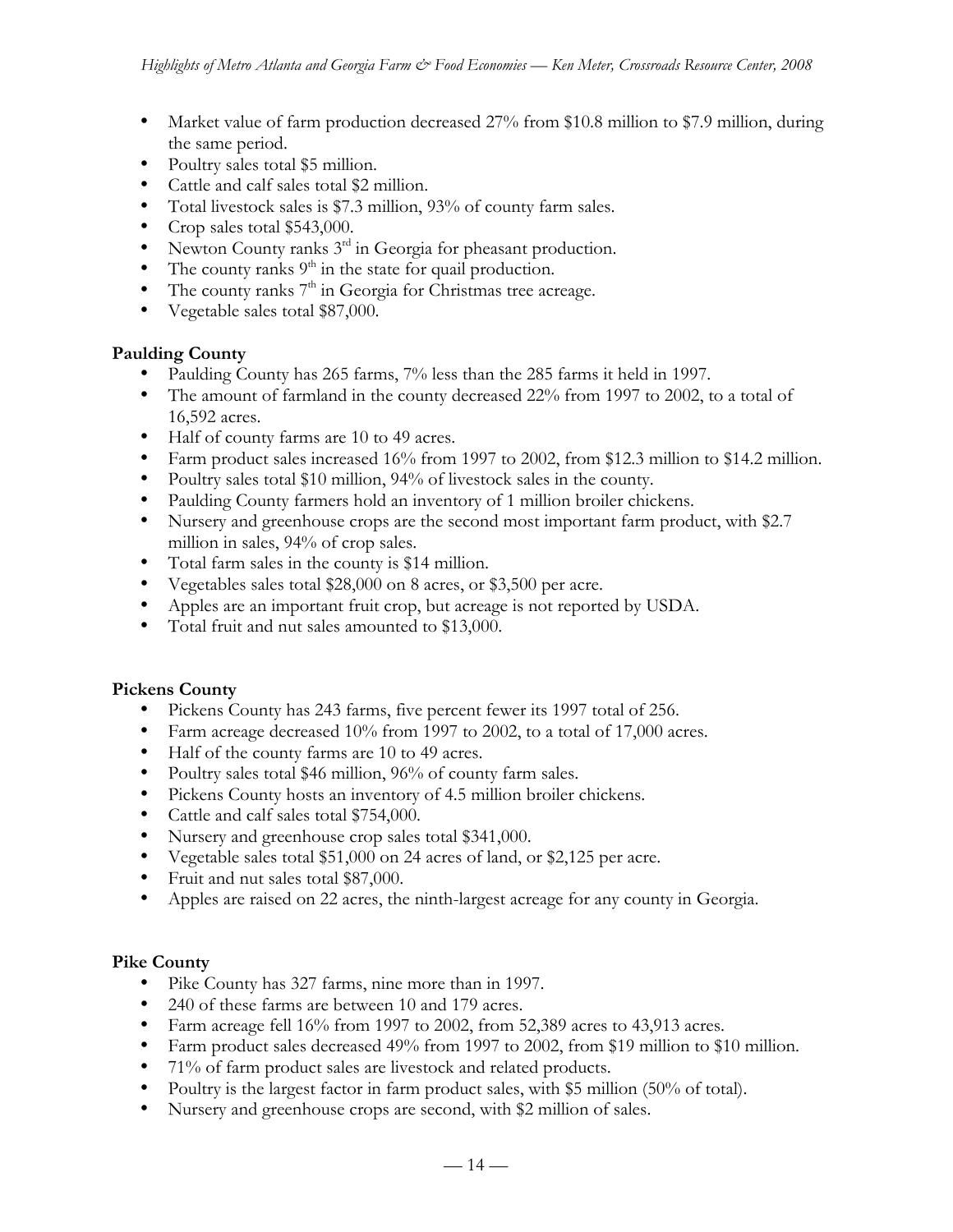- Market value of farm production decreased 27% from \$10.8 million to \$7.9 million, during the same period.
- Poultry sales total \$5 million.
- Cattle and calf sales total \$2 million.
- Total livestock sales is \$7.3 million, 93% of county farm sales.
- Crop sales total \$543,000.
- Newton County ranks 3rd in Georgia for pheasant production.
- The county ranks 9th in the state for quail production.
- The county ranks 7th in Georgia for Christmas tree acreage.
- Vegetable sales total \$87,000.

**Paulding County**

- Paulding County has 265 farms, 7% less than the 285 farms it held in 1997.
- The amount of farmland in the county decreased 22% from 1997 to 2002, to a total of 16,592 acres.
- Half of county farms are 10 to 49 acres.
- Farm product sales increased 16% from 1997 to 2002, from \$12.3 million to \$14.2 million.
- Poultry sales total \$10 million, 94% of livestock sales in the county.
- Paulding County farmers hold an inventory of 1 million broiler chickens.
- Nursery and greenhouse crops are the second most important farm product, with \$2.7 million in sales, 94% of crop sales.
- Total farm sales in the county is \$14 million.
- Vegetables sales total \$28,000 on 8 acres, or \$3,500 per acre.
- Apples are an important fruit crop, but acreage is not reported by USDA.
- Total fruit and nut sales amounted to \$13,000.

**Pickens County**

- Pickens County has 243 farms, five percent fewer its 1997 total of 256.
- Farm acreage decreased 10% from 1997 to 2002, to a total of 17,000 acres.
- Half of the county farms are 10 to 49 acres.
- Poultry sales total \$46 million, 96% of county farm sales.
- Pickens County hosts an inventory of 4.5 million broiler chickens.
- Cattle and calf sales total \$754,000.
- Nursery and greenhouse crop sales total \$341,000.
- Vegetable sales total \$51,000 on 24 acres of land, or \$2,125 per acre.
- Fruit and nut sales total \$87,000.
- Apples are raised on 22 acres, the ninth-largest acreage for any county in Georgia.

**Pike County**

- Pike County has 327 farms, nine more than in 1997.
- 240 of these farms are between 10 and 179 acres.
- Farm acreage fell 16% from 1997 to 2002, from 52,389 acres to 43,913 acres.
- Farm product sales decreased 49% from 1997 to 2002, from \$19 million to \$10 million.
- 71% of farm product sales are livestock and related products.
- Poultry is the largest factor in farm product sales, with \$5 million (50% of total).
- Nursery and greenhouse crops are second, with \$2 million of sales.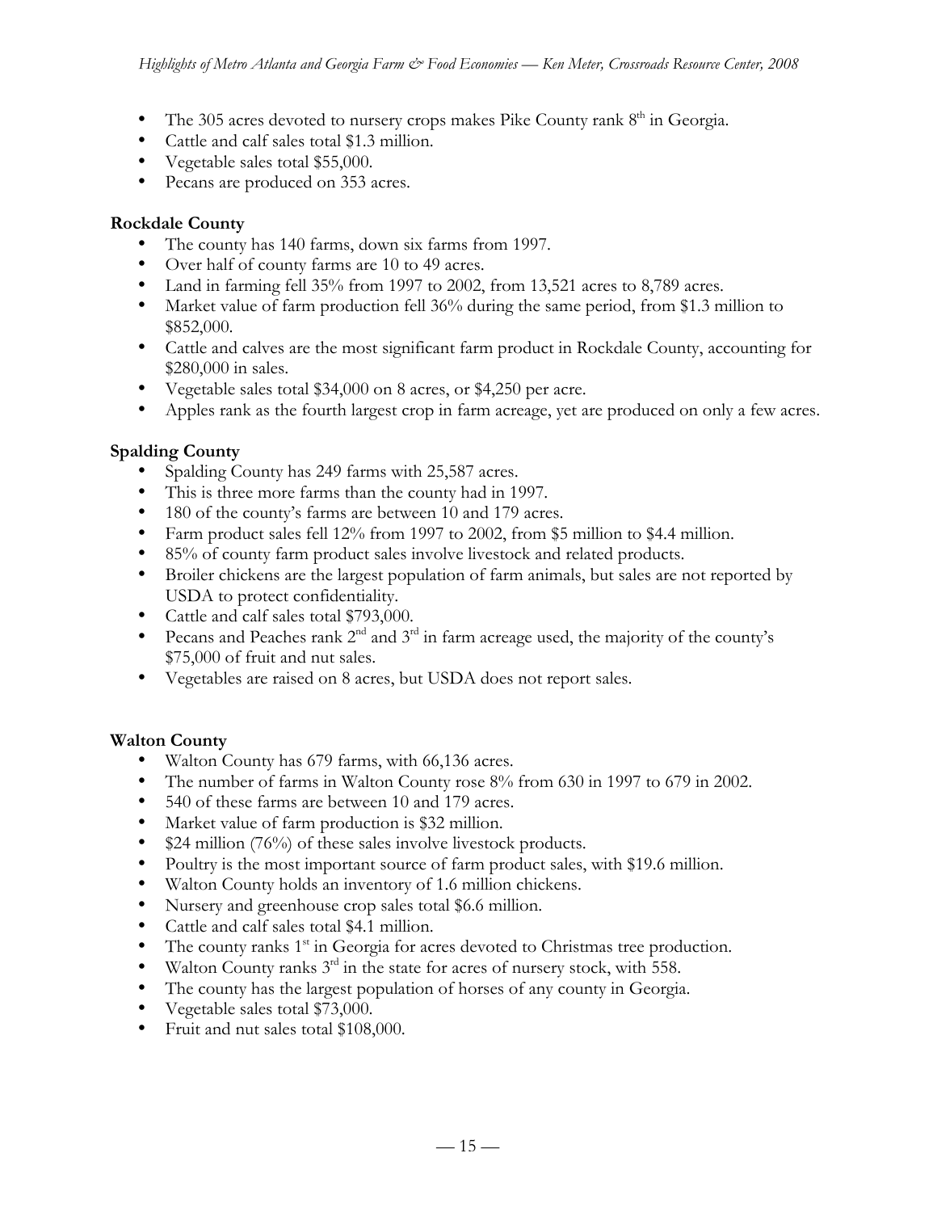- The 305 acres devoted to nursery crops makes Pike County rank 8th in Georgia.
- Cattle and calf sales total $1.3 million.
- Vegetable sales total $55,000.
- Pecans are produced on 353 acres.

**Rockdale County**

- The county has 140 farms, down six farms from 1997.
- Over half of county farms are 10 to 49 acres.
- Land in farming fell 35% from 1997 to 2002, from 13,521 acres to 8,789 acres.
- Market value of farm production fell 36% during the same period, from $1.3 million to $852,000.
- Cattle and calves are the most significant farm product in Rockdale County, accounting for $280,000 in sales.
- Vegetable sales total $34,000 on 8 acres, or $4,250 per acre.
- Apples rank as the fourth largest crop in farm acreage, yet are produced on only a few acres.

**Spalding County**

- Spalding County has 249 farms with 25,587 acres.
- This is three more farms than the county had in 1997.
- 180 of the county's farms are between 10 and 179 acres.
- Farm product sales fell 12% from 1997 to 2002, from $5 million to $4.4 million.
- 85% of county farm product sales involve livestock and related products.
- Broiler chickens are the largest population of farm animals, but sales are not reported by USDA to protect confidentiality.
- Cattle and calf sales total $793,000.
- Pecans and Peaches rank 2nd and 3rd in farm acreage used, the majority of the county's $75,000 of fruit and nut sales.
- Vegetables are raised on 8 acres, but USDA does not report sales.

**Walton County**

- Walton County has 679 farms, with 66,136 acres.
- The number of farms in Walton County rose 8% from 630 in 1997 to 679 in 2002.
- 540 of these farms are between 10 and 179 acres.
- Market value of farm production is $32 million.
- $24 million (76%) of these sales involve livestock products.
- Poultry is the most important source of farm product sales, with $19.6 million.
- Walton County holds an inventory of 1.6 million chickens.
- Nursery and greenhouse crop sales total $6.6 million.
- Cattle and calf sales total $4.1 million.
- The county ranks 1st in Georgia for acres devoted to Christmas tree production.
- Walton County ranks 3rd in the state for acres of nursery stock, with 558.
- The county has the largest population of horses of any county in Georgia.
- Vegetable sales total $73,000.
- Fruit and nut sales total $108,000.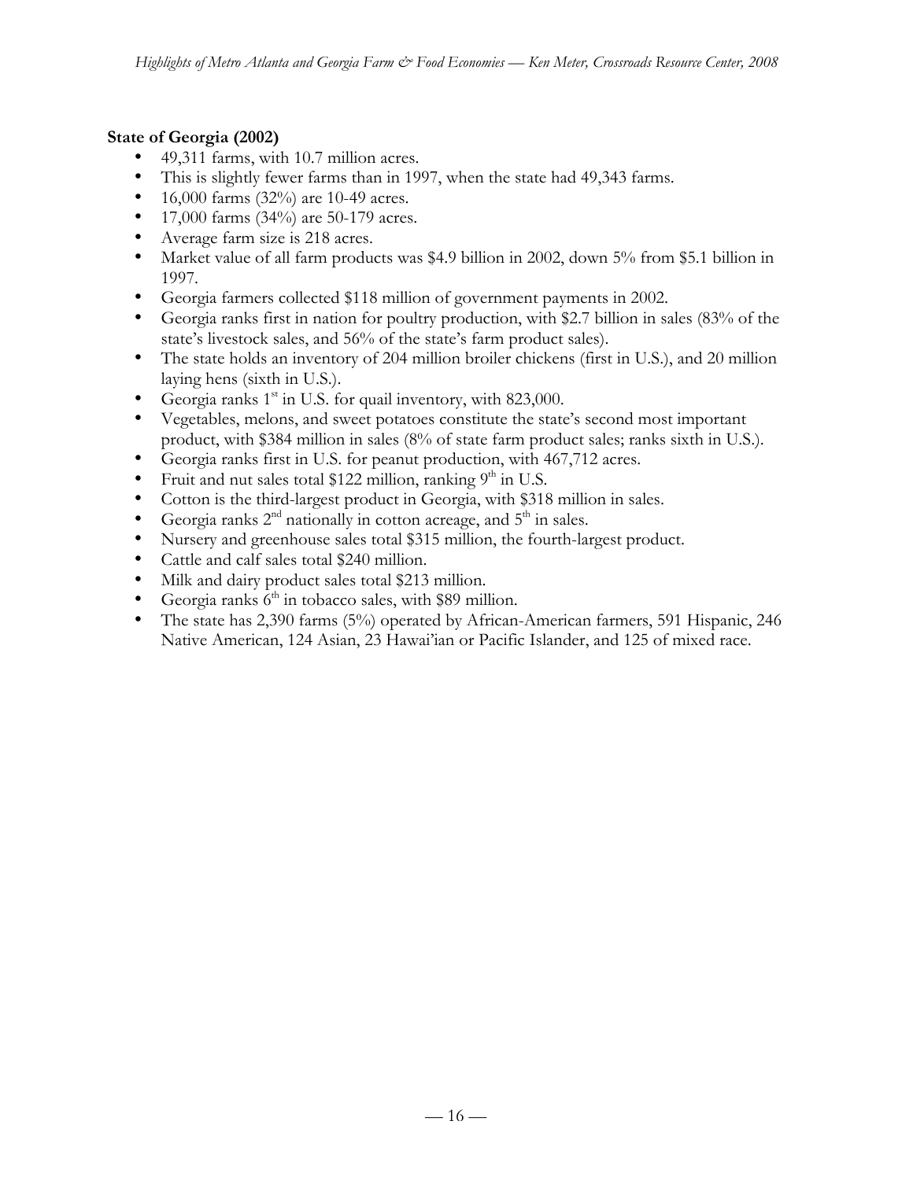**State of Georgia (2002)**

- 49,311 farms, with 10.7 million acres.
- This is slightly fewer farms than in 1997, when the state had 49,343 farms.
- 16,000 farms (32%) are 10-49 acres.
- 17,000 farms (34%) are 50-179 acres.
- Average farm size is 218 acres.
- Market value of all farm products was $4.9 billion in 2002, down 5% from $5.1 billion in 1997.
- Georgia farmers collected $118 million of government payments in 2002.
- Georgia ranks first in nation for poultry production, with $2.7 billion in sales (83% of the state's livestock sales, and 56% of the state's farm product sales).
- The state holds an inventory of 204 million broiler chickens (first in U.S.), and 20 million laying hens (sixth in U.S.).
- Georgia ranks 1st in U.S. for quail inventory, with 823,000.
- Vegetables, melons, and sweet potatoes constitute the state's second most important product, with $384 million in sales (8% of state farm product sales; ranks sixth in U.S.).
- Georgia ranks first in U.S. for peanut production, with 467,712 acres.
- Fruit and nut sales total $122 million, ranking 9th in U.S.
- Cotton is the third-largest product in Georgia, with $318 million in sales.
- Georgia ranks 2nd nationally in cotton acreage, and 5th in sales.
- Nursery and greenhouse sales total $315 million, the fourth-largest product.
- Cattle and calf sales total $240 million.
- Milk and dairy product sales total $213 million.
- Georgia ranks 6th in tobacco sales, with $89 million.
- The state has 2,390 farms (5%) operated by African-American farmers, 591 Hispanic, 246 Native American, 124 Asian, 23 Hawai'ian or Pacific Islander, and 125 of mixed race.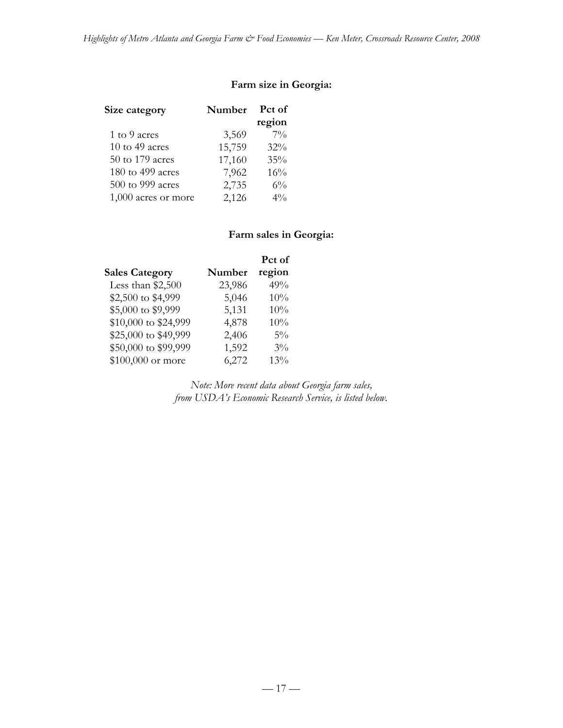### Farm size in Georgia:

| Size category | Number | Pct of region |
|---|---|---|
| 1 to 9 acres | 3,569 | 7% |
| 10 to 49 acres | 15,759 | 32% |
| 50 to 179 acres | 17,160 | 35% |
| 180 to 499 acres | 7,962 | 16% |
| 500 to 999 acres | 2,735 | 6% |
| 1,000 acres or more | 2,126 | 4% |

### Farm sales in Georgia:

| Sales Category | Number | Pct of region |
|---|---|---|
| Less than $2,500 | 23,986 | 49% |
| $2,500 to $4,999 | 5,046 | 10% |
| $5,000 to $9,999 | 5,131 | 10% |
| $10,000 to $24,999 | 4,878 | 10% |
| $25,000 to $49,999 | 2,406 | 5% |
| $50,000 to $99,999 | 1,592 | 3% |
| $100,000 or more | 6,272 | 13% |

*Note: More recent data about Georgia farm sales, from USDA's Economic Research Service, is listed below.*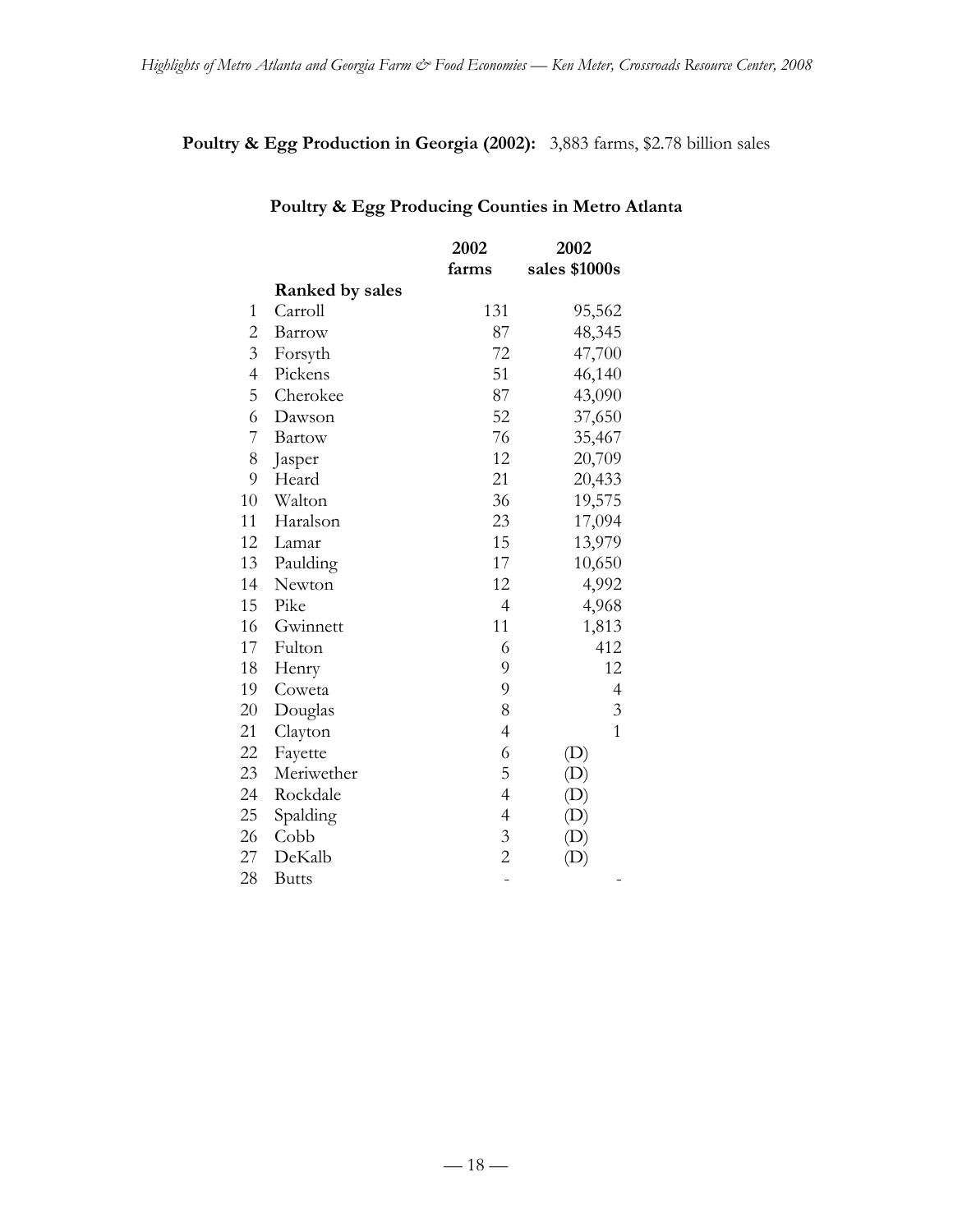**Poultry & Egg Production in Georgia (2002):** 3,883 farms, $2.78 billion sales

### Poultry & Egg Producing Counties in Metro Atlanta

| | | 2002 farms | 2002 sales $1000s |
|---|---|---|---|
| | **Ranked by sales** | | |
| 1 | Carroll | 131 | 95,562 |
| 2 | Barrow | 87 | 48,345 |
| 3 | Forsyth | 72 | 47,700 |
| 4 | Pickens | 51 | 46,140 |
| 5 | Cherokee | 87 | 43,090 |
| 6 | Dawson | 52 | 37,650 |
| 7 | Bartow | 76 | 35,467 |
| 8 | Jasper | 12 | 20,709 |
| 9 | Heard | 21 | 20,433 |
| 10 | Walton | 36 | 19,575 |
| 11 | Haralson | 23 | 17,094 |
| 12 | Lamar | 15 | 13,979 |
| 13 | Paulding | 17 | 10,650 |
| 14 | Newton | 12 | 4,992 |
| 15 | Pike | 4 | 4,968 |
| 16 | Gwinnett | 11 | 1,813 |
| 17 | Fulton | 6 | 412 |
| 18 | Henry | 9 | 12 |
| 19 | Coweta | 9 | 4 |
| 20 | Douglas | 8 | 3 |
| 21 | Clayton | 4 | 1 |
| 22 | Fayette | 6 | (D) |
| 23 | Meriwether | 5 | (D) |
| 24 | Rockdale | 4 | (D) |
| 25 | Spalding | 4 | (D) |
| 26 | Cobb | 3 | (D) |
| 27 | DeKalb | 2 | (D) |
| 28 | Butts | - | - |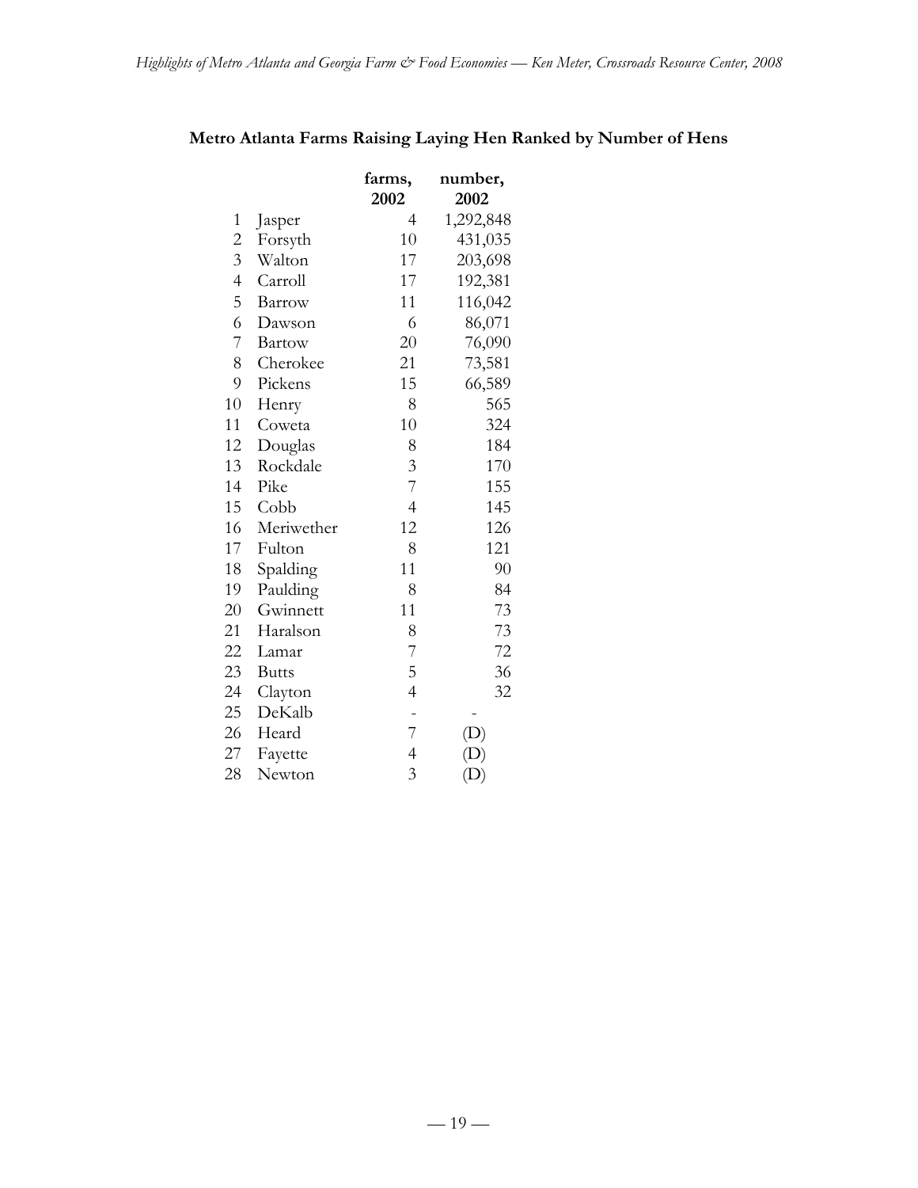**Metro Atlanta Farms Raising Laying Hen Ranked by Number of Hens**

| | | farms, 2002 | number, 2002 |
|---|---|---|---|
| 1 | Jasper | 4 | 1,292,848 |
| 2 | Forsyth | 10 | 431,035 |
| 3 | Walton | 17 | 203,698 |
| 4 | Carroll | 17 | 192,381 |
| 5 | Barrow | 11 | 116,042 |
| 6 | Dawson | 6 | 86,071 |
| 7 | Bartow | 20 | 76,090 |
| 8 | Cherokee | 21 | 73,581 |
| 9 | Pickens | 15 | 66,589 |
| 10 | Henry | 8 | 565 |
| 11 | Coweta | 10 | 324 |
| 12 | Douglas | 8 | 184 |
| 13 | Rockdale | 3 | 170 |
| 14 | Pike | 7 | 155 |
| 15 | Cobb | 4 | 145 |
| 16 | Meriwether | 12 | 126 |
| 17 | Fulton | 8 | 121 |
| 18 | Spalding | 11 | 90 |
| 19 | Paulding | 8 | 84 |
| 20 | Gwinnett | 11 | 73 |
| 21 | Haralson | 8 | 73 |
| 22 | Lamar | 7 | 72 |
| 23 | Butts | 5 | 36 |
| 24 | Clayton | 4 | 32 |
| 25 | DeKalb | - | - |
| 26 | Heard | 7 | (D) |
| 27 | Fayette | 4 | (D) |
| 28 | Newton | 3 | (D) |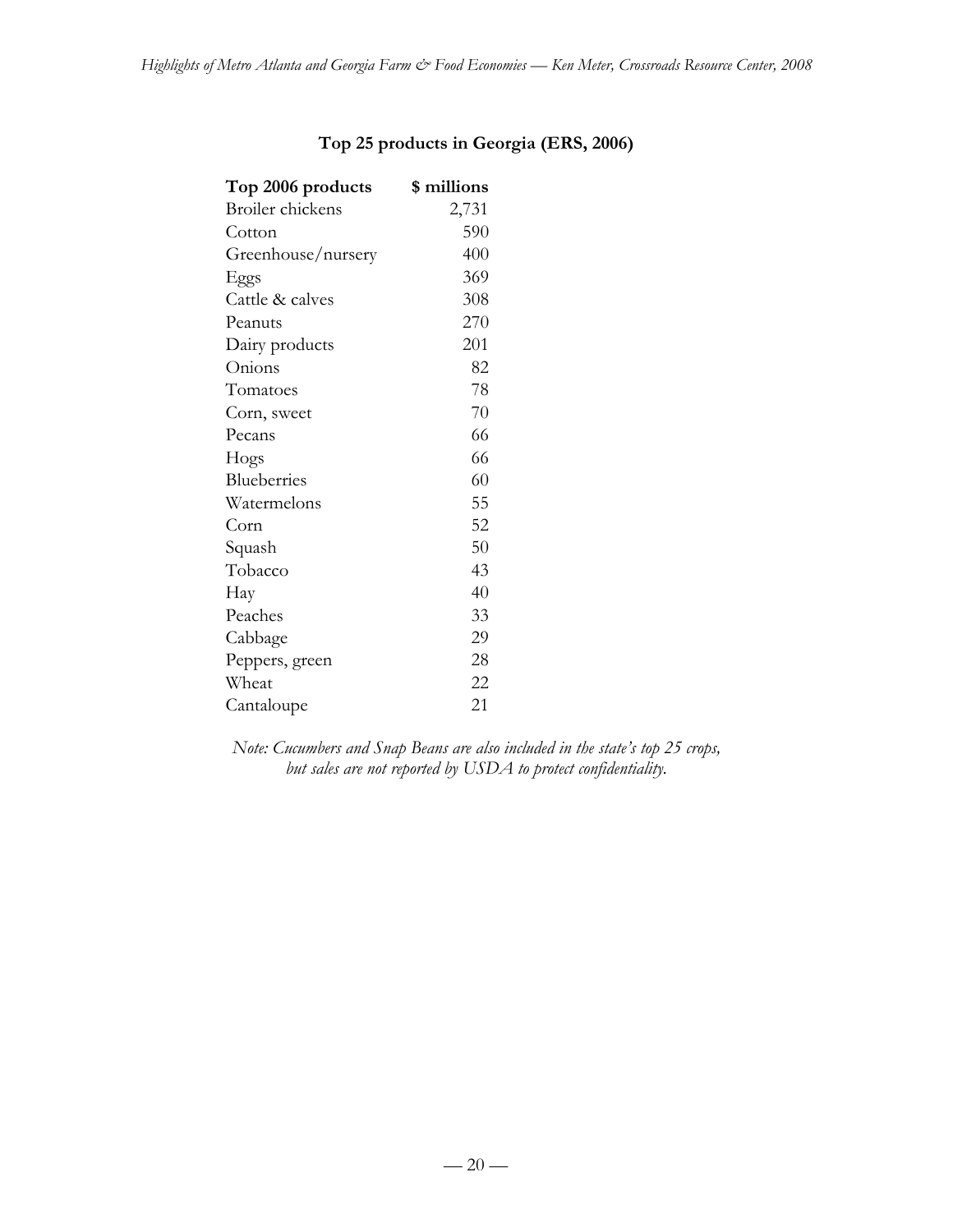**Top 25 products in Georgia (ERS, 2006)**

| Top 2006 products | $ millions |
| --- | --- |
| Broiler chickens | 2,731 |
| Cotton | 590 |
| Greenhouse/nursery | 400 |
| Eggs | 369 |
| Cattle & calves | 308 |
| Peanuts | 270 |
| Dairy products | 201 |
| Onions | 82 |
| Tomatoes | 78 |
| Corn, sweet | 70 |
| Pecans | 66 |
| Hogs | 66 |
| Blueberries | 60 |
| Watermelons | 55 |
| Corn | 52 |
| Squash | 50 |
| Tobacco | 43 |
| Hay | 40 |
| Peaches | 33 |
| Cabbage | 29 |
| Peppers, green | 28 |
| Wheat | 22 |
| Cantaloupe | 21 |

*Note: Cucumbers and Snap Beans are also included in the state's top 25 crops, but sales are not reported by USDA to protect confidentiality.*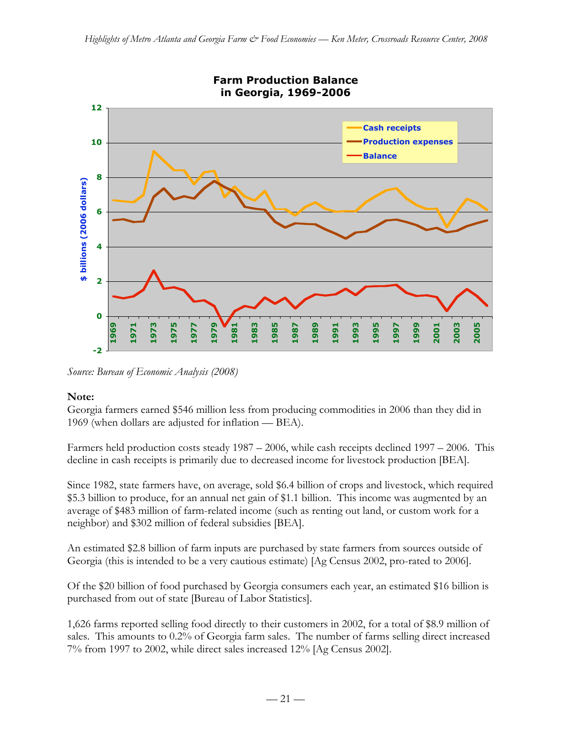**Farm Production Balance in Georgia, 1969-2006**

*Source: Bureau of Economic Analysis (2008)*

**Note:**

Georgia farmers earned $546 million less from producing commodities in 2006 than they did in 1969 (when dollars are adjusted for inflation — BEA).

Farmers held production costs steady 1987 – 2006, while cash receipts declined 1997 – 2006. This decline in cash receipts is primarily due to decreased income for livestock production [BEA].

Since 1982, state farmers have, on average, sold $6.4 billion of crops and livestock, which required $5.3 billion to produce, for an annual net gain of $1.1 billion. This income was augmented by an average of $483 million of farm-related income (such as renting out land, or custom work for a neighbor) and $302 million of federal subsidies [BEA].

An estimated $2.8 billion of farm inputs are purchased by state farmers from sources outside of Georgia (this is intended to be a very cautious estimate) [Ag Census 2002, pro-rated to 2006].

Of the $20 billion of food purchased by Georgia consumers each year, an estimated $16 billion is purchased from out of state [Bureau of Labor Statistics].

1,626 farms reported selling food directly to their customers in 2002, for a total of $8.9 million of sales. This amounts to 0.2% of Georgia farm sales. The number of farms selling direct increased 7% from 1997 to 2002, while direct sales increased 12% [Ag Census 2002].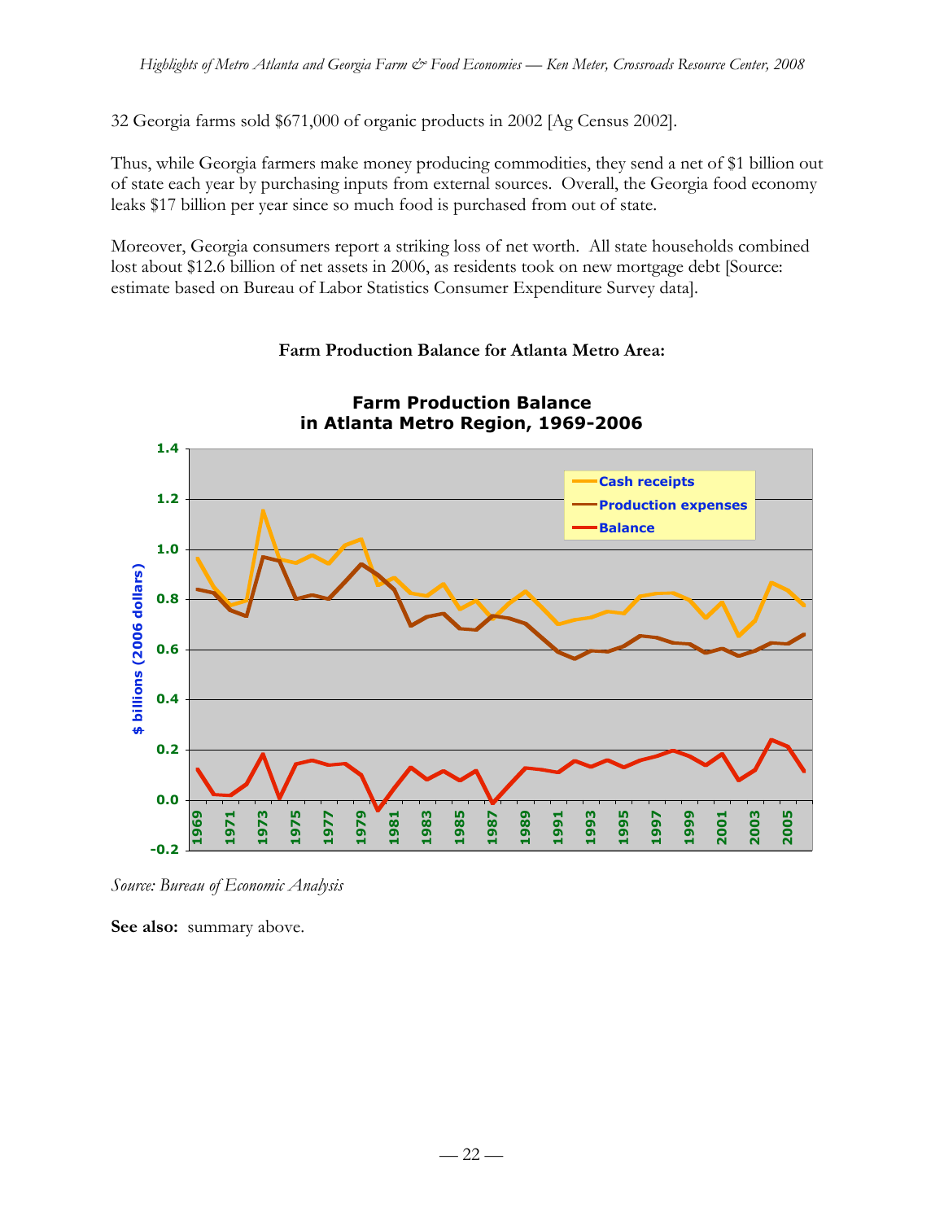32 Georgia farms sold $671,000 of organic products in 2002 [Ag Census 2002].

Thus, while Georgia farmers make money producing commodities, they send a net of $1 billion out of state each year by purchasing inputs from external sources. Overall, the Georgia food economy leaks $17 billion per year since so much food is purchased from out of state.

Moreover, Georgia consumers report a striking loss of net worth. All state households combined lost about $12.6 billion of net assets in 2006, as residents took on new mortgage debt [Source: estimate based on Bureau of Labor Statistics Consumer Expenditure Survey data].

**Farm Production Balance for Atlanta Metro Area:**

*Source: Bureau of Economic Analysis*

**See also:** summary above.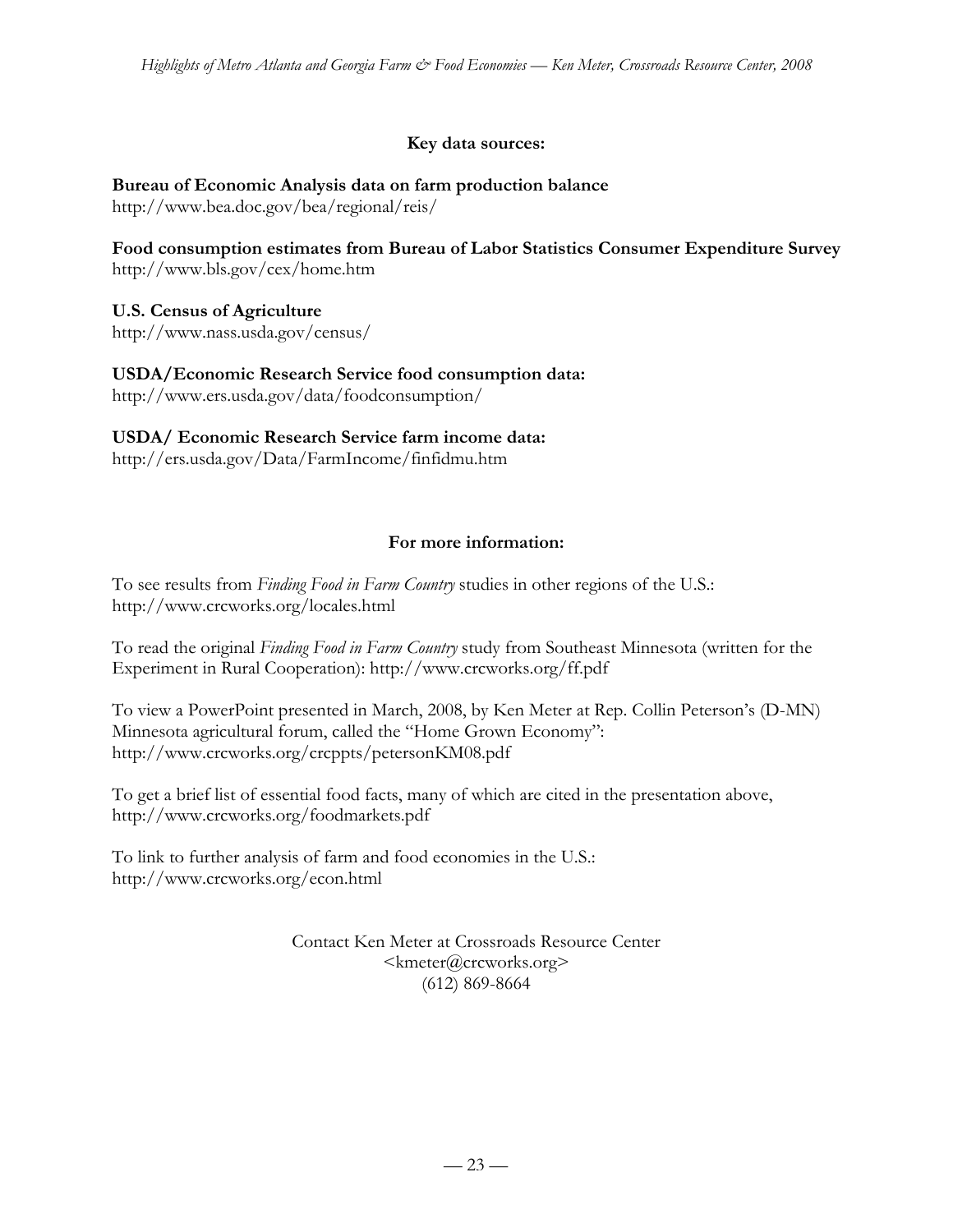### Key data sources:

**Bureau of Economic Analysis data on farm production balance**
http://www.bea.doc.gov/bea/regional/reis/

**Food consumption estimates from Bureau of Labor Statistics Consumer Expenditure Survey**
http://www.bls.gov/cex/home.htm

**U.S. Census of Agriculture**
http://www.nass.usda.gov/census/

**USDA/Economic Research Service food consumption data:**
http://www.ers.usda.gov/data/foodconsumption/

**USDA/ Economic Research Service farm income data:**
http://ers.usda.gov/Data/FarmIncome/finfidmu.htm

### For more information:

To see results from *Finding Food in Farm Country* studies in other regions of the U.S.:
http://www.crcworks.org/locales.html

To read the original *Finding Food in Farm Country* study from Southeast Minnesota (written for the Experiment in Rural Cooperation): http://www.crcworks.org/ff.pdf

To view a PowerPoint presented in March, 2008, by Ken Meter at Rep. Collin Peterson's (D-MN) Minnesota agricultural forum, called the "Home Grown Economy":
http://www.crcworks.org/crcppts/petersonKM08.pdf

To get a brief list of essential food facts, many of which are cited in the presentation above,
http://www.crcworks.org/foodmarkets.pdf

To link to further analysis of farm and food economies in the U.S.:
http://www.crcworks.org/econ.html

Contact Ken Meter at Crossroads Resource Center
<kmeter@crcworks.org>
(612) 869-8664